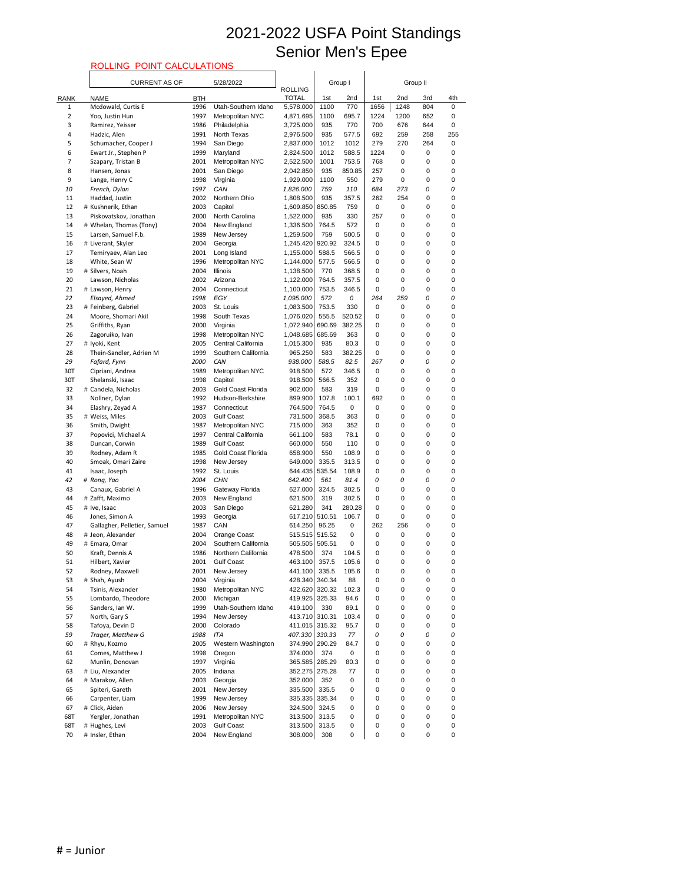# 2021-2022 USFA Point Standings
# Senior Men's Epee

ROLLING POINT CALCULATIONS

| RANK | NAME | BTH | CURRENT AS OF 5/28/2022 | ROLLING TOTAL | Group I 1st | Group I 2nd | Group II 1st | Group II 2nd | Group II 3rd | Group II 4th |
|---|---|---|---|---|---|---|---|---|---|---|
| 1 | Mcdowald, Curtis E | 1996 | Utah-Southern Idaho | 5,578.000 | 1100 | 770 | 1656 | 1248 | 804 | 0 |
| 2 | Yoo, Justin Hun | 1997 | Metropolitan NYC | 4,871.695 | 1100 | 695.7 | 1224 | 1200 | 652 | 0 |
| 3 | Ramirez, Yeisser | 1986 | Philadelphia | 3,725.000 | 935 | 770 | 700 | 676 | 644 | 0 |
| 4 | Hadzic, Alen | 1991 | North Texas | 2,976.500 | 935 | 577.5 | 692 | 259 | 258 | 255 |
| 5 | Schumacher, Cooper J | 1994 | San Diego | 2,837.000 | 1012 | 1012 | 279 | 270 | 264 | 0 |
| 6 | Ewart Jr., Stephen P | 1999 | Maryland | 2,824.500 | 1012 | 588.5 | 1224 | 0 | 0 | 0 |
| 7 | Szapary, Tristan B | 2001 | Metropolitan NYC | 2,522.500 | 1001 | 753.5 | 768 | 0 | 0 | 0 |
| 8 | Hansen, Jonas | 2001 | San Diego | 2,042.850 | 935 | 850.85 | 257 | 0 | 0 | 0 |
| 9 | Lange, Henry C | 1998 | Virginia | 1,929.000 | 1100 | 550 | 279 | 0 | 0 | 0 |
| *10* | *French, Dylan* | *1997* | *CAN* | *1,826.000* | *759* | *110* | *684* | *273* | *0* | *0* |
| 11 | Haddad, Justin | 2002 | Northern Ohio | 1,808.500 | 935 | 357.5 | 262 | 254 | 0 | 0 |
| 12 | # Kushnerik, Ethan | 2003 | Capitol | 1,609.850 | 850.85 | 759 | 0 | 0 | 0 | 0 |
| 13 | Piskovatskov, Jonathan | 2000 | North Carolina | 1,522.000 | 935 | 330 | 257 | 0 | 0 | 0 |
| 14 | # Whelan, Thomas (Tony) | 2004 | New England | 1,336.500 | 764.5 | 572 | 0 | 0 | 0 | 0 |
| 15 | Larsen, Samuel F.b. | 1989 | New Jersey | 1,259.500 | 759 | 500.5 | 0 | 0 | 0 | 0 |
| 16 | # Liverant, Skyler | 2004 | Georgia | 1,245.420 | 920.92 | 324.5 | 0 | 0 | 0 | 0 |
| 17 | Temiryaev, Alan Leo | 2001 | Long Island | 1,155.000 | 588.5 | 566.5 | 0 | 0 | 0 | 0 |
| 18 | White, Sean W | 1996 | Metropolitan NYC | 1,144.000 | 577.5 | 566.5 | 0 | 0 | 0 | 0 |
| 19 | # Silvers, Noah | 2004 | Illinois | 1,138.500 | 770 | 368.5 | 0 | 0 | 0 | 0 |
| 20 | Lawson, Nicholas | 2002 | Arizona | 1,122.000 | 764.5 | 357.5 | 0 | 0 | 0 | 0 |
| 21 | # Lawson, Henry | 2004 | Connecticut | 1,100.000 | 753.5 | 346.5 | 0 | 0 | 0 | 0 |
| *22* | *Elsayed, Ahmed* | *1998* | *EGY* | *1,095.000* | *572* | *0* | *264* | *259* | *0* | *0* |
| 23 | # Feinberg, Gabriel | 2003 | St. Louis | 1,083.500 | 753.5 | 330 | 0 | 0 | 0 | 0 |
| 24 | Moore, Shomari Akil | 1998 | South Texas | 1,076.020 | 555.5 | 520.52 | 0 | 0 | 0 | 0 |
| 25 | Griffiths, Ryan | 2000 | Virginia | 1,072.940 | 690.69 | 382.25 | 0 | 0 | 0 | 0 |
| 26 | Zagoruiko, Ivan | 1998 | Metropolitan NYC | 1,048.685 | 685.69 | 363 | 0 | 0 | 0 | 0 |
| 27 | # Iyoki, Kent | 2005 | Central California | 1,015.300 | 935 | 80.3 | 0 | 0 | 0 | 0 |
| 28 | Thein-Sandler, Adrien M | 1999 | Southern California | 965.250 | 583 | 382.25 | 0 | 0 | 0 | 0 |
| *29* | *Fafard, Fynn* | *2000* | *CAN* | *938.000* | *588.5* | *82.5* | *267* | *0* | *0* | *0* |
| 30T | Cipriani, Andrea | 1989 | Metropolitan NYC | 918.500 | 572 | 346.5 | 0 | 0 | 0 | 0 |
| 30T | Shelanski, Isaac | 1998 | Capitol | 918.500 | 566.5 | 352 | 0 | 0 | 0 | 0 |
| 32 | # Candela, Nicholas | 2003 | Gold Coast Florida | 902.000 | 583 | 319 | 0 | 0 | 0 | 0 |
| 33 | Nollner, Dylan | 1992 | Hudson-Berkshire | 899.900 | 107.8 | 100.1 | 692 | 0 | 0 | 0 |
| 34 | Elashry, Zeyad A | 1987 | Connecticut | 764.500 | 764.5 | 0 | 0 | 0 | 0 | 0 |
| 35 | # Weiss, Miles | 2003 | Gulf Coast | 731.500 | 368.5 | 363 | 0 | 0 | 0 | 0 |
| 36 | Smith, Dwight | 1987 | Metropolitan NYC | 715.000 | 363 | 352 | 0 | 0 | 0 | 0 |
| 37 | Popovici, Michael A | 1997 | Central California | 661.100 | 583 | 78.1 | 0 | 0 | 0 | 0 |
| 38 | Duncan, Corwin | 1989 | Gulf Coast | 660.000 | 550 | 110 | 0 | 0 | 0 | 0 |
| 39 | Rodney, Adam R | 1985 | Gold Coast Florida | 658.900 | 550 | 108.9 | 0 | 0 | 0 | 0 |
| 40 | Smoak, Omari Zaire | 1998 | New Jersey | 649.000 | 335.5 | 313.5 | 0 | 0 | 0 | 0 |
| 41 | Isaac, Joseph | 1992 | St. Louis | 644.435 | 535.54 | 108.9 | 0 | 0 | 0 | 0 |
| *42* | *# Rong, Yao* | *2004* | *CHN* | *642.400* | *561* | *81.4* | *0* | *0* | *0* | *0* |
| 43 | Canaux, Gabriel A | 1996 | Gateway Florida | 627.000 | 324.5 | 302.5 | 0 | 0 | 0 | 0 |
| 44 | # Zafft, Maximo | 2003 | New England | 621.500 | 319 | 302.5 | 0 | 0 | 0 | 0 |
| 45 | # Ive, Isaac | 2003 | San Diego | 621.280 | 341 | 280.28 | 0 | 0 | 0 | 0 |
| 46 | Jones, Simon A | 1993 | Georgia | 617.210 | 510.51 | 106.7 | 0 | 0 | 0 | 0 |
| 47 | Gallagher, Pelletier, Samuel | 1987 | CAN | 614.250 | 96.25 | 0 | 262 | 256 | 0 | 0 |
| 48 | # Jeon, Alexander | 2004 | Orange Coast | 515.515 | 515.52 | 0 | 0 | 0 | 0 | 0 |
| 49 | # Emara, Omar | 2004 | Southern California | 505.505 | 505.51 | 0 | 0 | 0 | 0 | 0 |
| 50 | Kraft, Dennis A | 1986 | Northern California | 478.500 | 374 | 104.5 | 0 | 0 | 0 | 0 |
| 51 | Hilbert, Xavier | 2001 | Gulf Coast | 463.100 | 357.5 | 105.6 | 0 | 0 | 0 | 0 |
| 52 | Rodney, Maxwell | 2001 | New Jersey | 441.100 | 335.5 | 105.6 | 0 | 0 | 0 | 0 |
| 53 | # Shah, Ayush | 2004 | Virginia | 428.340 | 340.34 | 88 | 0 | 0 | 0 | 0 |
| 54 | Tsinis, Alexander | 1980 | Metropolitan NYC | 422.620 | 320.32 | 102.3 | 0 | 0 | 0 | 0 |
| 55 | Lombardo, Theodore | 2000 | Michigan | 419.925 | 325.33 | 94.6 | 0 | 0 | 0 | 0 |
| 56 | Sanders, Ian W. | 1999 | Utah-Southern Idaho | 419.100 | 330 | 89.1 | 0 | 0 | 0 | 0 |
| 57 | North, Gary S | 1994 | New Jersey | 413.710 | 310.31 | 103.4 | 0 | 0 | 0 | 0 |
| 58 | Tafoya, Devin D | 2000 | Colorado | 411.015 | 315.32 | 95.7 | 0 | 0 | 0 | 0 |
| *59* | *Trager, Matthew G* | *1988* | *ITA* | *407.330* | *330.33* | *77* | *0* | *0* | *0* | *0* |
| 60 | # Rhyu, Kozmo | 2005 | Western Washington | 374.990 | 290.29 | 84.7 | 0 | 0 | 0 | 0 |
| 61 | Comes, Matthew J | 1998 | Oregon | 374.000 | 374 | 0 | 0 | 0 | 0 | 0 |
| 62 | Munlin, Donovan | 1997 | Virginia | 365.585 | 285.29 | 80.3 | 0 | 0 | 0 | 0 |
| 63 | # Liu, Alexander | 2005 | Indiana | 352.275 | 275.28 | 77 | 0 | 0 | 0 | 0 |
| 64 | # Marakov, Allen | 2003 | Georgia | 352.000 | 352 | 0 | 0 | 0 | 0 | 0 |
| 65 | Spiteri, Gareth | 2001 | New Jersey | 335.500 | 335.5 | 0 | 0 | 0 | 0 | 0 |
| 66 | Carpenter, Liam | 1999 | New Jersey | 335.335 | 335.34 | 0 | 0 | 0 | 0 | 0 |
| 67 | # Click, Aiden | 2006 | New Jersey | 324.500 | 324.5 | 0 | 0 | 0 | 0 | 0 |
| 68T | Yergler, Jonathan | 1991 | Metropolitan NYC | 313.500 | 313.5 | 0 | 0 | 0 | 0 | 0 |
| 68T | # Hughes, Levi | 2003 | Gulf Coast | 313.500 | 313.5 | 0 | 0 | 0 | 0 | 0 |
| 70 | # Insler, Ethan | 2004 | New England | 308.000 | 308 | 0 | 0 | 0 | 0 | 0 |

# = Junior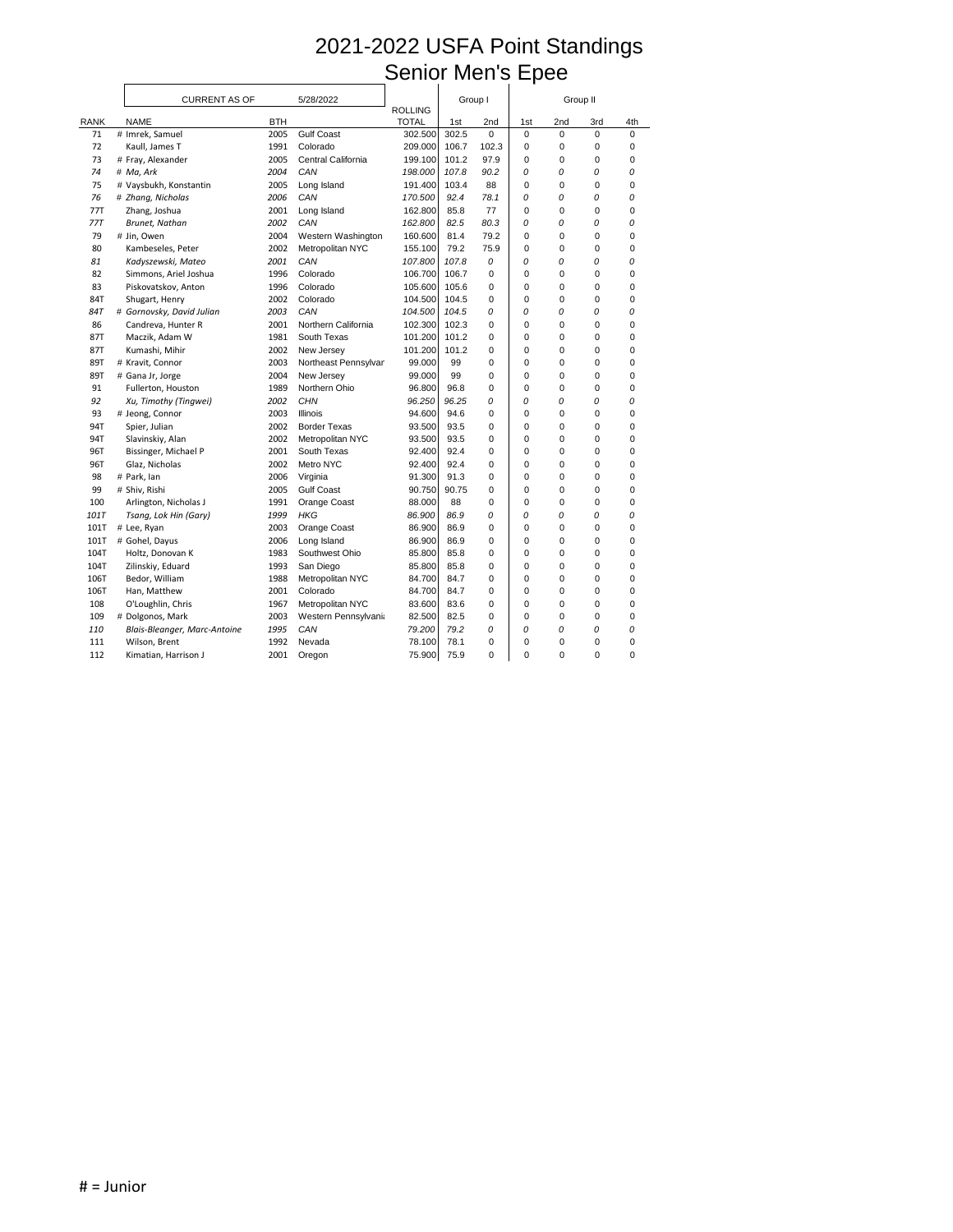# 2021-2022 USFA Point Standings
## Senior Men's Epee

CURRENT AS OF 5/28/2022

| RANK | NAME | BTH | | ROLLING TOTAL | Group I 1st | Group I 2nd | Group II 1st | Group II 2nd | Group II 3rd | Group II 4th |
|---|---|---|---|---|---|---|---|---|---|---|
| 71 | # Imrek, Samuel | 2005 | Gulf Coast | 302.500 | 302.5 | 0 | 0 | 0 | 0 | 0 |
| 72 | Kaull, James T | 1991 | Colorado | 209.000 | 106.7 | 102.3 | 0 | 0 | 0 | 0 |
| 73 | # Fray, Alexander | 2005 | Central California | 199.100 | 101.2 | 97.9 | 0 | 0 | 0 | 0 |
| *74* | *# Ma, Ark* | *2004* | *CAN* | *198.000* | *107.8* | *90.2* | *0* | *0* | *0* | *0* |
| 75 | # Vaysbukh, Konstantin | 2005 | Long Island | 191.400 | 103.4 | 88 | 0 | 0 | 0 | 0 |
| *76* | *# Zhang, Nicholas* | *2006* | *CAN* | *170.500* | *92.4* | *78.1* | *0* | *0* | *0* | *0* |
| 77T | Zhang, Joshua | 2001 | Long Island | 162.800 | 85.8 | 77 | 0 | 0 | 0 | 0 |
| *77T* | *Brunet, Nathan* | *2002* | *CAN* | *162.800* | *82.5* | *80.3* | *0* | *0* | *0* | *0* |
| 79 | # Jin, Owen | 2004 | Western Washington | 160.600 | 81.4 | 79.2 | 0 | 0 | 0 | 0 |
| 80 | Kambeseles, Peter | 2002 | Metropolitan NYC | 155.100 | 79.2 | 75.9 | 0 | 0 | 0 | 0 |
| *81* | *Kadyszewski, Mateo* | *2001* | *CAN* | *107.800* | *107.8* | *0* | *0* | *0* | *0* | *0* |
| 82 | Simmons, Ariel Joshua | 1996 | Colorado | 106.700 | 106.7 | 0 | 0 | 0 | 0 | 0 |
| 83 | Piskovatskov, Anton | 1996 | Colorado | 105.600 | 105.6 | 0 | 0 | 0 | 0 | 0 |
| 84T | Shugart, Henry | 2002 | Colorado | 104.500 | 104.5 | 0 | 0 | 0 | 0 | 0 |
| *84T* | *# Gornovsky, David Julian* | *2003* | *CAN* | *104.500* | *104.5* | *0* | *0* | *0* | *0* | *0* |
| 86 | Candreva, Hunter R | 2001 | Northern California | 102.300 | 102.3 | 0 | 0 | 0 | 0 | 0 |
| 87T | Maczik, Adam W | 1981 | South Texas | 101.200 | 101.2 | 0 | 0 | 0 | 0 | 0 |
| 87T | Kumashi, Mihir | 2002 | New Jersey | 101.200 | 101.2 | 0 | 0 | 0 | 0 | 0 |
| 89T | # Kravit, Connor | 2003 | Northeast Pennsylvar | 99.000 | 99 | 0 | 0 | 0 | 0 | 0 |
| 89T | # Gana Jr, Jorge | 2004 | New Jersey | 99.000 | 99 | 0 | 0 | 0 | 0 | 0 |
| 91 | Fullerton, Houston | 1989 | Northern Ohio | 96.800 | 96.8 | 0 | 0 | 0 | 0 | 0 |
| *92* | *Xu, Timothy (Tingwei)* | *2002* | *CHN* | *96.250* | *96.25* | *0* | *0* | *0* | *0* | *0* |
| 93 | # Jeong, Connor | 2003 | Illinois | 94.600 | 94.6 | 0 | 0 | 0 | 0 | 0 |
| 94T | Spier, Julian | 2002 | Border Texas | 93.500 | 93.5 | 0 | 0 | 0 | 0 | 0 |
| 94T | Slavinskiy, Alan | 2002 | Metropolitan NYC | 93.500 | 93.5 | 0 | 0 | 0 | 0 | 0 |
| 96T | Bissinger, Michael P | 2001 | South Texas | 92.400 | 92.4 | 0 | 0 | 0 | 0 | 0 |
| 96T | Glaz, Nicholas | 2002 | Metro NYC | 92.400 | 92.4 | 0 | 0 | 0 | 0 | 0 |
| 98 | # Park, Ian | 2006 | Virginia | 91.300 | 91.3 | 0 | 0 | 0 | 0 | 0 |
| 99 | # Shiv, Rishi | 2005 | Gulf Coast | 90.750 | 90.75 | 0 | 0 | 0 | 0 | 0 |
| 100 | Arlington, Nicholas J | 1991 | Orange Coast | 88.000 | 88 | 0 | 0 | 0 | 0 | 0 |
| *101T* | *Tsang, Lok Hin (Gary)* | *1999* | *HKG* | *86.900* | *86.9* | *0* | *0* | *0* | *0* | *0* |
| 101T | # Lee, Ryan | 2003 | Orange Coast | 86.900 | 86.9 | 0 | 0 | 0 | 0 | 0 |
| 101T | # Gohel, Dayus | 2006 | Long Island | 86.900 | 86.9 | 0 | 0 | 0 | 0 | 0 |
| 104T | Holtz, Donovan K | 1983 | Southwest Ohio | 85.800 | 85.8 | 0 | 0 | 0 | 0 | 0 |
| 104T | Zilinskiy, Eduard | 1993 | San Diego | 85.800 | 85.8 | 0 | 0 | 0 | 0 | 0 |
| 106T | Bedor, William | 1988 | Metropolitan NYC | 84.700 | 84.7 | 0 | 0 | 0 | 0 | 0 |
| 106T | Han, Matthew | 2001 | Colorado | 84.700 | 84.7 | 0 | 0 | 0 | 0 | 0 |
| 108 | O'Loughlin, Chris | 1967 | Metropolitan NYC | 83.600 | 83.6 | 0 | 0 | 0 | 0 | 0 |
| 109 | # Dolgonos, Mark | 2003 | Western Pennsylvania | 82.500 | 82.5 | 0 | 0 | 0 | 0 | 0 |
| *110* | *Blais-Bleanger, Marc-Antoine* | *1995* | *CAN* | *79.200* | *79.2* | *0* | *0* | *0* | *0* | *0* |
| 111 | Wilson, Brent | 1992 | Nevada | 78.100 | 78.1 | 0 | 0 | 0 | 0 | 0 |
| 112 | Kimatian, Harrison J | 2001 | Oregon | 75.900 | 75.9 | 0 | 0 | 0 | 0 | 0 |

# = Junior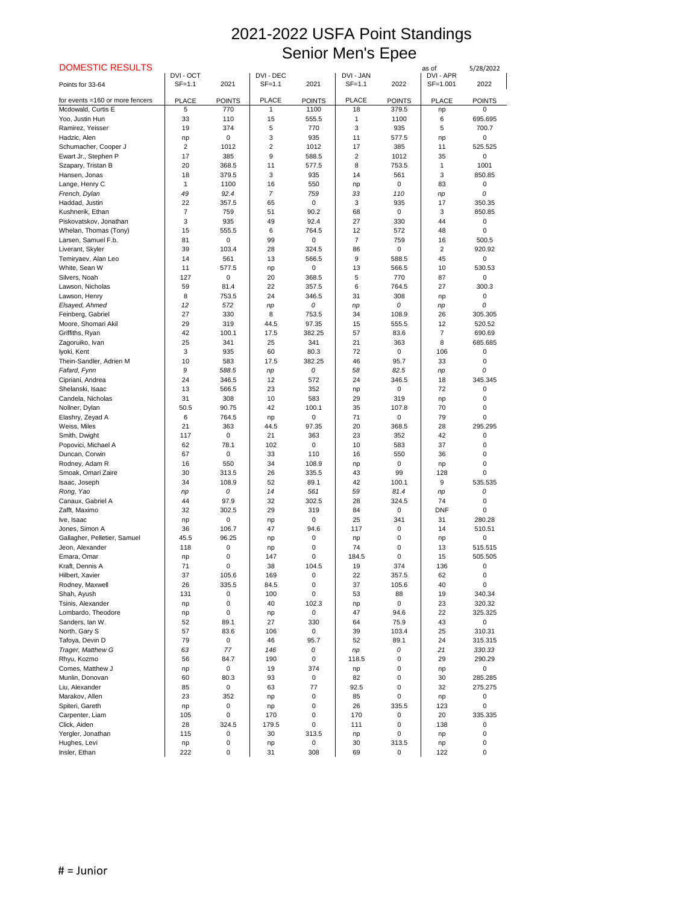# 2021-2022 USFA Point Standings
# Senior Men's Epee

**DOMESTIC RESULTS**

as of 5/28/2022

| Points for 33-64 | DVI - OCT SF=1.1 | 2021 | DVI - DEC SF=1.1 | 2021 | DVI - JAN SF=1.1 | 2022 | DVI - APR SF=1.001 | 2022 |
|---|---|---|---|---|---|---|---|---|
| for events =160 or more fencers | PLACE | POINTS | PLACE | POINTS | PLACE | POINTS | PLACE | POINTS |
| Mcdowald, Curtis E | 5 | 770 | 1 | 1100 | 18 | 379.5 | np | 0 |
| Yoo, Justin Hun | 33 | 110 | 15 | 555.5 | 1 | 1100 | 6 | 695.695 |
| Ramirez, Yeisser | 19 | 374 | 5 | 770 | 3 | 935 | 5 | 700.7 |
| Hadzic, Alen | np | 0 | 3 | 935 | 11 | 577.5 | np | 0 |
| Schumacher, Cooper J | 2 | 1012 | 2 | 1012 | 17 | 385 | 11 | 525.525 |
| Ewart Jr., Stephen P | 17 | 385 | 9 | 588.5 | 2 | 1012 | 35 | 0 |
| Szapary, Tristan B | 20 | 368.5 | 11 | 577.5 | 8 | 753.5 | 1 | 1001 |
| Hansen, Jonas | 18 | 379.5 | 3 | 935 | 14 | 561 | 3 | 850.85 |
| Lange, Henry C | 1 | 1100 | 16 | 550 | np | 0 | 83 | 0 |
| *French, Dylan* | *49* | *92.4* | *7* | *759* | *33* | *110* | *np* | *0* |
| Haddad, Justin | 22 | 357.5 | 65 | 0 | 3 | 935 | 17 | 350.35 |
| Kushnerik, Ethan | 7 | 759 | 51 | 90.2 | 68 | 0 | 3 | 850.85 |
| Piskovatskov, Jonathan | 3 | 935 | 49 | 92.4 | 27 | 330 | 44 | 0 |
| Whelan, Thomas (Tony) | 15 | 555.5 | 6 | 764.5 | 12 | 572 | 48 | 0 |
| Larsen, Samuel F.b. | 81 | 0 | 99 | 0 | 7 | 759 | 16 | 500.5 |
| Liverant, Skyler | 39 | 103.4 | 28 | 324.5 | 86 | 0 | 2 | 920.92 |
| Temiryaev, Alan Leo | 14 | 561 | 13 | 566.5 | 9 | 588.5 | 45 | 0 |
| White, Sean W | 11 | 577.5 | np | 0 | 13 | 566.5 | 10 | 530.53 |
| Silvers, Noah | 127 | 0 | 20 | 368.5 | 5 | 770 | 87 | 0 |
| Lawson, Nicholas | 59 | 81.4 | 22 | 357.5 | 6 | 764.5 | 27 | 300.3 |
| Lawson, Henry | 8 | 753.5 | 24 | 346.5 | 31 | 308 | np | 0 |
| *Elsayed, Ahmed* | *12* | *572* | *np* | *0* | *np* | *0* | *np* | *0* |
| Feinberg, Gabriel | 27 | 330 | 8 | 753.5 | 34 | 108.9 | 26 | 305.305 |
| Moore, Shomari Akil | 29 | 319 | 44.5 | 97.35 | 15 | 555.5 | 12 | 520.52 |
| Griffiths, Ryan | 42 | 100.1 | 17.5 | 382.25 | 57 | 83.6 | 7 | 690.69 |
| Zagoruiko, Ivan | 25 | 341 | 25 | 341 | 21 | 363 | 8 | 685.685 |
| Iyoki, Kent | 3 | 935 | 60 | 80.3 | 72 | 0 | 106 | 0 |
| Thein-Sandler, Adrien M | 10 | 583 | 17.5 | 382.25 | 46 | 95.7 | 33 | 0 |
| *Fafard, Fynn* | *9* | *588.5* | *np* | *0* | *58* | *82.5* | *np* | *0* |
| Cipriani, Andrea | 24 | 346.5 | 12 | 572 | 24 | 346.5 | 18 | 345.345 |
| Shelanski, Isaac | 13 | 566.5 | 23 | 352 | np | 0 | 72 | 0 |
| Candela, Nicholas | 31 | 308 | 10 | 583 | 29 | 319 | np | 0 |
| Nollner, Dylan | 50.5 | 90.75 | 42 | 100.1 | 35 | 107.8 | 70 | 0 |
| Elashry, Zeyad A | 6 | 764.5 | np | 0 | 71 | 0 | 79 | 0 |
| Weiss, Miles | 21 | 363 | 44.5 | 97.35 | 20 | 368.5 | 28 | 295.295 |
| Smith, Dwight | 117 | 0 | 21 | 363 | 23 | 352 | 42 | 0 |
| Popovici, Michael A | 62 | 78.1 | 102 | 0 | 10 | 583 | 37 | 0 |
| Duncan, Corwin | 67 | 0 | 33 | 110 | 16 | 550 | 36 | 0 |
| Rodney, Adam R | 16 | 550 | 34 | 108.9 | np | 0 | np | 0 |
| Smoak, Omari Zaire | 30 | 313.5 | 26 | 335.5 | 43 | 99 | 128 | 0 |
| Isaac, Joseph | 34 | 108.9 | 52 | 89.1 | 42 | 100.1 | 9 | 535.535 |
| *Rong, Yao* | *np* | *0* | *14* | *561* | *59* | *81.4* | *np* | *0* |
| Canaux, Gabriel A | 44 | 97.9 | 32 | 302.5 | 28 | 324.5 | 74 | 0 |
| Zafft, Maximo | 32 | 302.5 | 29 | 319 | 84 | 0 | DNF | 0 |
| Ive, Isaac | np | 0 | np | 0 | 25 | 341 | 31 | 280.28 |
| Jones, Simon A | 36 | 106.7 | 47 | 94.6 | 117 | 0 | 14 | 510.51 |
| Gallagher, Pelletier, Samuel | 45.5 | 96.25 | np | 0 | np | 0 | np | 0 |
| Jeon, Alexander | 118 | 0 | np | 0 | 74 | 0 | 13 | 515.515 |
| Emara, Omar | np | 0 | 147 | 0 | 184.5 | 0 | 15 | 505.505 |
| Kraft, Dennis A | 71 | 0 | 38 | 104.5 | 19 | 374 | 136 | 0 |
| Hilbert, Xavier | 37 | 105.6 | 169 | 0 | 22 | 357.5 | 62 | 0 |
| Rodney, Maxwell | 26 | 335.5 | 84.5 | 0 | 37 | 105.6 | 40 | 0 |
| Shah, Ayush | 131 | 0 | 100 | 0 | 53 | 88 | 19 | 340.34 |
| Tsinis, Alexander | np | 0 | 40 | 102.3 | np | 0 | 23 | 320.32 |
| Lombardo, Theodore | np | 0 | np | 0 | 47 | 94.6 | 22 | 325.325 |
| Sanders, Ian W. | 52 | 89.1 | 27 | 330 | 64 | 75.9 | 43 | 0 |
| North, Gary S | 57 | 83.6 | 106 | 0 | 39 | 103.4 | 25 | 310.31 |
| Tafoya, Devin D | 79 | 0 | 46 | 95.7 | 52 | 89.1 | 24 | 315.315 |
| *Trager, Matthew G* | *63* | *77* | *146* | *0* | *np* | *0* | *21* | *330.33* |
| Rhyu, Kozmo | 56 | 84.7 | 190 | 0 | 118.5 | 0 | 29 | 290.29 |
| Comes, Matthew J | np | 0 | 19 | 374 | np | 0 | np | 0 |
| Munlin, Donovan | 60 | 80.3 | 93 | 0 | 82 | 0 | 30 | 285.285 |
| Liu, Alexander | 85 | 0 | 63 | 77 | 92.5 | 0 | 32 | 275.275 |
| Marakov, Allen | 23 | 352 | np | 0 | 85 | 0 | np | 0 |
| Spiteri, Gareth | np | 0 | np | 0 | 26 | 335.5 | 123 | 0 |
| Carpenter, Liam | 105 | 0 | 170 | 0 | 170 | 0 | 20 | 335.335 |
| Click, Aiden | 28 | 324.5 | 179.5 | 0 | 111 | 0 | 138 | 0 |
| Yergler, Jonathan | 115 | 0 | 30 | 313.5 | np | 0 | np | 0 |
| Hughes, Levi | np | 0 | np | 0 | 30 | 313.5 | np | 0 |
| Insler, Ethan | 222 | 0 | 31 | 308 | 69 | 0 | 122 | 0 |

# = Junior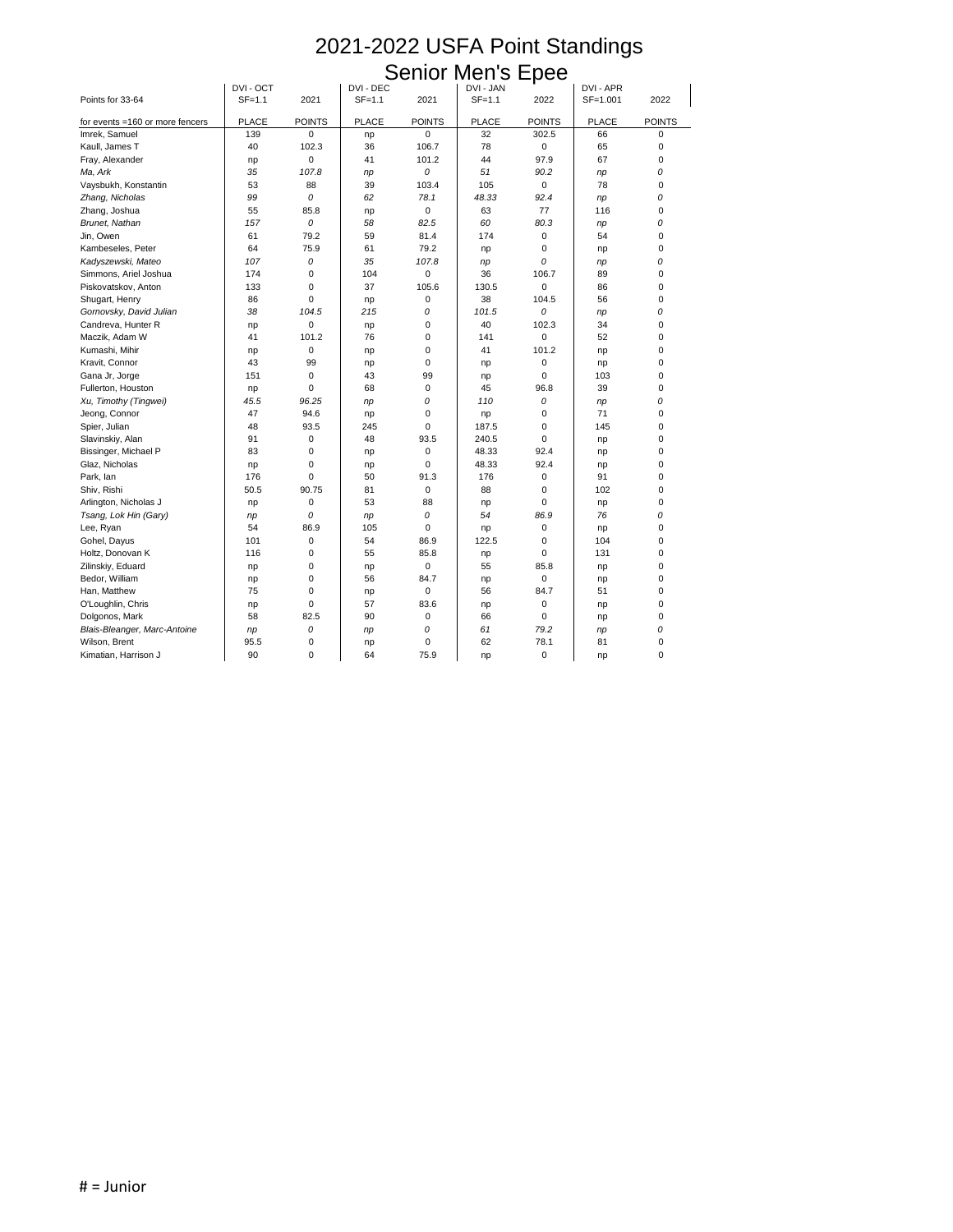# 2021-2022 USFA Point Standings

## Senior Men's Epee

| Points for 33-64 | DVI - OCT SF=1.1 | 2021 | DVI - DEC SF=1.1 | 2021 | DVI - JAN SF=1.1 | 2022 | DVI - APR SF=1.001 | 2022 |
|---|---|---|---|---|---|---|---|---|
| for events =160 or more fencers | PLACE | POINTS | PLACE | POINTS | PLACE | POINTS | PLACE | POINTS |
| Imrek, Samuel | 139 | 0 | np | 0 | 32 | 302.5 | 66 | 0 |
| Kaull, James T | 40 | 102.3 | 36 | 106.7 | 78 | 0 | 65 | 0 |
| Fray, Alexander | np | 0 | 41 | 101.2 | 44 | 97.9 | 67 | 0 |
| *Ma, Ark* | *35* | *107.8* | *np* | *0* | *51* | *90.2* | *np* | *0* |
| Vaysbukh, Konstantin | 53 | 88 | 39 | 103.4 | 105 | 0 | 78 | 0 |
| *Zhang, Nicholas* | *99* | *0* | *62* | *78.1* | *48.33* | *92.4* | *np* | *0* |
| Zhang, Joshua | 55 | 85.8 | np | 0 | 63 | 77 | 116 | 0 |
| *Brunet, Nathan* | *157* | *0* | *58* | *82.5* | *60* | *80.3* | *np* | *0* |
| Jin, Owen | 61 | 79.2 | 59 | 81.4 | 174 | 0 | 54 | 0 |
| Kambeseles, Peter | 64 | 75.9 | 61 | 79.2 | np | 0 | np | 0 |
| *Kadyszewski, Mateo* | *107* | *0* | *35* | *107.8* | *np* | *0* | *np* | *0* |
| Simmons, Ariel Joshua | 174 | 0 | 104 | 0 | 36 | 106.7 | 89 | 0 |
| Piskovatskov, Anton | 133 | 0 | 37 | 105.6 | 130.5 | 0 | 86 | 0 |
| Shugart, Henry | 86 | 0 | np | 0 | 38 | 104.5 | 56 | 0 |
| *Gornovsky, David Julian* | *38* | *104.5* | *215* | *0* | *101.5* | *0* | *np* | *0* |
| Candreva, Hunter R | np | 0 | np | 0 | 40 | 102.3 | 34 | 0 |
| Maczik, Adam W | 41 | 101.2 | 76 | 0 | 141 | 0 | 52 | 0 |
| Kumashi, Mihir | np | 0 | np | 0 | 41 | 101.2 | np | 0 |
| Kravit, Connor | 43 | 99 | np | 0 | np | 0 | np | 0 |
| Gana Jr, Jorge | 151 | 0 | 43 | 99 | np | 0 | 103 | 0 |
| Fullerton, Houston | np | 0 | 68 | 0 | 45 | 96.8 | 39 | 0 |
| *Xu, Timothy (Tingwei)* | *45.5* | *96.25* | *np* | *0* | *110* | *0* | *np* | *0* |
| Jeong, Connor | 47 | 94.6 | np | 0 | np | 0 | 71 | 0 |
| Spier, Julian | 48 | 93.5 | 245 | 0 | 187.5 | 0 | 145 | 0 |
| Slavinskiy, Alan | 91 | 0 | 48 | 93.5 | 240.5 | 0 | np | 0 |
| Bissinger, Michael P | 83 | 0 | np | 0 | 48.33 | 92.4 | np | 0 |
| Glaz, Nicholas | np | 0 | np | 0 | 48.33 | 92.4 | np | 0 |
| Park, Ian | 176 | 0 | 50 | 91.3 | 176 | 0 | 91 | 0 |
| Shiv, Rishi | 50.5 | 90.75 | 81 | 0 | 88 | 0 | 102 | 0 |
| Arlington, Nicholas J | np | 0 | 53 | 88 | np | 0 | np | 0 |
| *Tsang, Lok Hin (Gary)* | *np* | *0* | *np* | *0* | *54* | *86.9* | *76* | *0* |
| Lee, Ryan | 54 | 86.9 | 105 | 0 | np | 0 | np | 0 |
| Gohel, Dayus | 101 | 0 | 54 | 86.9 | 122.5 | 0 | 104 | 0 |
| Holtz, Donovan K | 116 | 0 | 55 | 85.8 | np | 0 | 131 | 0 |
| Zilinskiy, Eduard | np | 0 | np | 0 | 55 | 85.8 | np | 0 |
| Bedor, William | np | 0 | 56 | 84.7 | np | 0 | np | 0 |
| Han, Matthew | 75 | 0 | np | 0 | 56 | 84.7 | 51 | 0 |
| O'Loughlin, Chris | np | 0 | 57 | 83.6 | np | 0 | np | 0 |
| Dolgonos, Mark | 58 | 82.5 | 90 | 0 | 66 | 0 | np | 0 |
| *Blais-Bleanger, Marc-Antoine* | *np* | *0* | *np* | *0* | *61* | *79.2* | *np* | *0* |
| Wilson, Brent | 95.5 | 0 | np | 0 | 62 | 78.1 | 81 | 0 |
| Kimatian, Harrison J | 90 | 0 | 64 | 75.9 | np | 0 | np | 0 |

# = Junior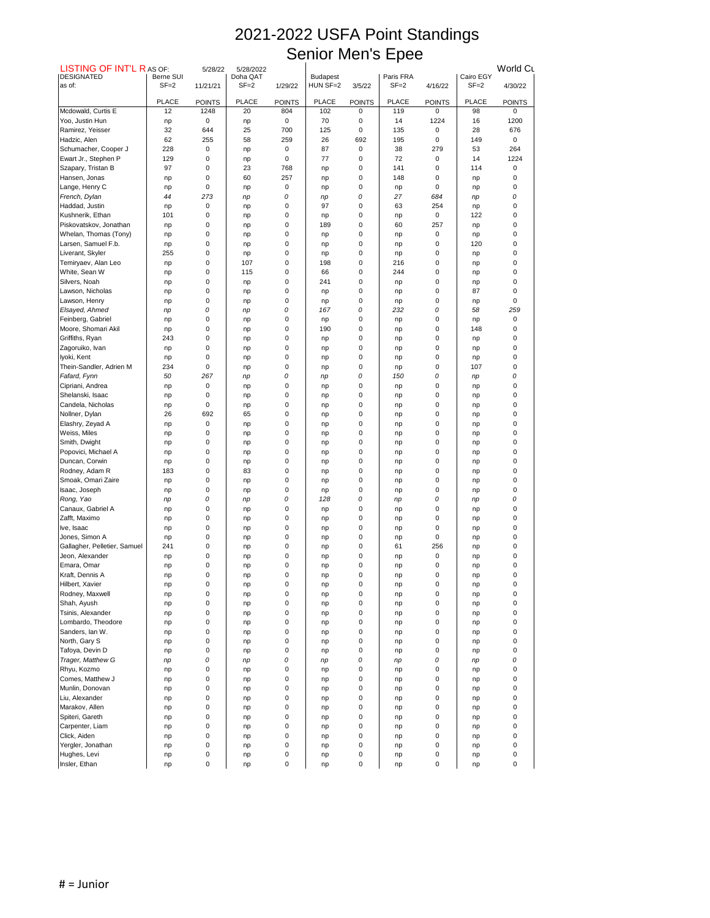# 2021-2022 USFA Point Standings
# Senior Men's Epee

| LISTING OF INT'L R AS OF: | | 5/28/22 | 5/28/2022 | | | | | | | World Cu |
|---|---|---|---|---|---|---|---|---|---|---|
| DESIGNATED | Berne SUI | | Doha QAT | | Budapest | | Paris FRA | | Cairo EGY | |
| as of: | SF=2 | 11/21/21 | SF=2 | 1/29/22 | HUN SF=2 | 3/5/22 | SF=2 | 4/16/22 | SF=2 | 4/30/22 |
| | PLACE | POINTS | PLACE | POINTS | PLACE | POINTS | PLACE | POINTS | PLACE | POINTS |
| Mcdowald, Curtis E | 12 | 1248 | 20 | 804 | 102 | 0 | 119 | 0 | 98 | 0 |
| Yoo, Justin Hun | np | 0 | np | 0 | 70 | 0 | 14 | 1224 | 16 | 1200 |
| Ramirez, Yeisser | 32 | 644 | 25 | 700 | 125 | 0 | 135 | 0 | 28 | 676 |
| Hadzic, Alen | 62 | 255 | 58 | 259 | 26 | 692 | 195 | 0 | 149 | 0 |
| Schumacher, Cooper J | 228 | 0 | np | 0 | 87 | 0 | 38 | 279 | 53 | 264 |
| Ewart Jr., Stephen P | 129 | 0 | np | 0 | 77 | 0 | 72 | 0 | 14 | 1224 |
| Szapary, Tristan B | 97 | 0 | 23 | 768 | np | 0 | 141 | 0 | 114 | 0 |
| Hansen, Jonas | np | 0 | 60 | 257 | np | 0 | 148 | 0 | np | 0 |
| Lange, Henry C | np | 0 | np | 0 | np | 0 | np | 0 | np | 0 |
| *French, Dylan* | *44* | *273* | *np* | *0* | *np* | *0* | *27* | *684* | *np* | *0* |
| Haddad, Justin | np | 0 | np | 0 | 97 | 0 | 63 | 254 | np | 0 |
| Kushnerik, Ethan | 101 | 0 | np | 0 | np | 0 | np | 0 | 122 | 0 |
| Piskovatskov, Jonathan | np | 0 | np | 0 | 189 | 0 | 60 | 257 | np | 0 |
| Whelan, Thomas (Tony) | np | 0 | np | 0 | np | 0 | np | 0 | np | 0 |
| Larsen, Samuel F.b. | np | 0 | np | 0 | np | 0 | np | 0 | 120 | 0 |
| Liverant, Skyler | 255 | 0 | np | 0 | np | 0 | np | 0 | np | 0 |
| Temiryaev, Alan Leo | np | 0 | 107 | 0 | 198 | 0 | 216 | 0 | np | 0 |
| White, Sean W | np | 0 | 115 | 0 | 66 | 0 | 244 | 0 | np | 0 |
| Silvers, Noah | np | 0 | np | 0 | 241 | 0 | np | 0 | np | 0 |
| Lawson, Nicholas | np | 0 | np | 0 | np | 0 | np | 0 | 87 | 0 |
| Lawson, Henry | np | 0 | np | 0 | np | 0 | np | 0 | np | 0 |
| *Elsayed, Ahmed* | *np* | *0* | *np* | *0* | *167* | *0* | *232* | *0* | *58* | *259* |
| Feinberg, Gabriel | np | 0 | np | 0 | np | 0 | np | 0 | np | 0 |
| Moore, Shomari Akil | np | 0 | np | 0 | 190 | 0 | np | 0 | 148 | 0 |
| Griffiths, Ryan | 243 | 0 | np | 0 | np | 0 | np | 0 | np | 0 |
| Zagoruiko, Ivan | np | 0 | np | 0 | np | 0 | np | 0 | np | 0 |
| Iyoki, Kent | np | 0 | np | 0 | np | 0 | np | 0 | np | 0 |
| Thein-Sandler, Adrien M | 234 | 0 | np | 0 | np | 0 | np | 0 | 107 | 0 |
| *Fafard, Fynn* | *50* | *267* | *np* | *0* | *np* | *0* | *150* | *0* | *np* | *0* |
| Cipriani, Andrea | np | 0 | np | 0 | np | 0 | np | 0 | np | 0 |
| Shelanski, Isaac | np | 0 | np | 0 | np | 0 | np | 0 | np | 0 |
| Candela, Nicholas | np | 0 | np | 0 | np | 0 | np | 0 | np | 0 |
| Nollner, Dylan | 26 | 692 | 65 | 0 | np | 0 | np | 0 | np | 0 |
| Elashry, Zeyad A | np | 0 | np | 0 | np | 0 | np | 0 | np | 0 |
| Weiss, Miles | np | 0 | np | 0 | np | 0 | np | 0 | np | 0 |
| Smith, Dwight | np | 0 | np | 0 | np | 0 | np | 0 | np | 0 |
| Popovici, Michael A | np | 0 | np | 0 | np | 0 | np | 0 | np | 0 |
| Duncan, Corwin | np | 0 | np | 0 | np | 0 | np | 0 | np | 0 |
| Rodney, Adam R | 183 | 0 | 83 | 0 | np | 0 | np | 0 | np | 0 |
| Smoak, Omari Zaire | np | 0 | np | 0 | np | 0 | np | 0 | np | 0 |
| Isaac, Joseph | np | 0 | np | 0 | np | 0 | np | 0 | np | 0 |
| *Rong, Yao* | *np* | *0* | *np* | *0* | *128* | *0* | *np* | *0* | *np* | *0* |
| Canaux, Gabriel A | np | 0 | np | 0 | np | 0 | np | 0 | np | 0 |
| Zafft, Maximo | np | 0 | np | 0 | np | 0 | np | 0 | np | 0 |
| Ive, Isaac | np | 0 | np | 0 | np | 0 | np | 0 | np | 0 |
| Jones, Simon A | np | 0 | np | 0 | np | 0 | np | 0 | np | 0 |
| Gallagher, Pelletier, Samuel | 241 | 0 | np | 0 | np | 0 | 61 | 256 | np | 0 |
| Jeon, Alexander | np | 0 | np | 0 | np | 0 | np | 0 | np | 0 |
| Emara, Omar | np | 0 | np | 0 | np | 0 | np | 0 | np | 0 |
| Kraft, Dennis A | np | 0 | np | 0 | np | 0 | np | 0 | np | 0 |
| Hilbert, Xavier | np | 0 | np | 0 | np | 0 | np | 0 | np | 0 |
| Rodney, Maxwell | np | 0 | np | 0 | np | 0 | np | 0 | np | 0 |
| Shah, Ayush | np | 0 | np | 0 | np | 0 | np | 0 | np | 0 |
| Tsinis, Alexander | np | 0 | np | 0 | np | 0 | np | 0 | np | 0 |
| Lombardo, Theodore | np | 0 | np | 0 | np | 0 | np | 0 | np | 0 |
| Sanders, Ian W. | np | 0 | np | 0 | np | 0 | np | 0 | np | 0 |
| North, Gary S | np | 0 | np | 0 | np | 0 | np | 0 | np | 0 |
| Tafoya, Devin D | np | 0 | np | 0 | np | 0 | np | 0 | np | 0 |
| *Trager, Matthew G* | *np* | *0* | *np* | *0* | *np* | *0* | *np* | *0* | *np* | *0* |
| Rhyu, Kozmo | np | 0 | np | 0 | np | 0 | np | 0 | np | 0 |
| Comes, Matthew J | np | 0 | np | 0 | np | 0 | np | 0 | np | 0 |
| Munlin, Donovan | np | 0 | np | 0 | np | 0 | np | 0 | np | 0 |
| Liu, Alexander | np | 0 | np | 0 | np | 0 | np | 0 | np | 0 |
| Marakov, Allen | np | 0 | np | 0 | np | 0 | np | 0 | np | 0 |
| Spiteri, Gareth | np | 0 | np | 0 | np | 0 | np | 0 | np | 0 |
| Carpenter, Liam | np | 0 | np | 0 | np | 0 | np | 0 | np | 0 |
| Click, Aiden | np | 0 | np | 0 | np | 0 | np | 0 | np | 0 |
| Yergler, Jonathan | np | 0 | np | 0 | np | 0 | np | 0 | np | 0 |
| Hughes, Levi | np | 0 | np | 0 | np | 0 | np | 0 | np | 0 |
| Insler, Ethan | np | 0 | np | 0 | np | 0 | np | 0 | np | 0 |

# = Junior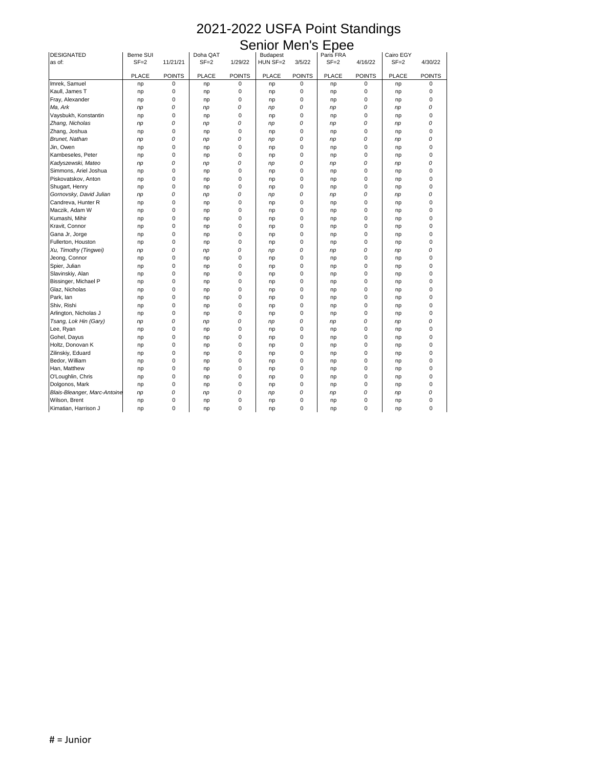# 2021-2022 USFA Point Standings

## Senior Men's Epee

| DESIGNATED | Berne SUI | | Doha QAT | | Budapest | | Paris FRA | | Cairo EGY | |
|---|---|---|---|---|---|---|---|---|---|---|
| as of: | SF=2 | 11/21/21 | SF=2 | 1/29/22 | HUN SF=2 | 3/5/22 | SF=2 | 4/16/22 | SF=2 | 4/30/22 |
| | PLACE | POINTS | PLACE | POINTS | PLACE | POINTS | PLACE | POINTS | PLACE | POINTS |
| Imrek, Samuel | np | 0 | np | 0 | np | 0 | np | 0 | np | 0 |
| Kaull, James T | np | 0 | np | 0 | np | 0 | np | 0 | np | 0 |
| Fray, Alexander | np | 0 | np | 0 | np | 0 | np | 0 | np | 0 |
| *Ma, Ark* | *np* | *0* | *np* | *0* | *np* | *0* | *np* | *0* | *np* | *0* |
| Vaysbukh, Konstantin | np | 0 | np | 0 | np | 0 | np | 0 | np | 0 |
| *Zhang, Nicholas* | *np* | *0* | *np* | *0* | *np* | *0* | *np* | *0* | *np* | *0* |
| Zhang, Joshua | np | 0 | np | 0 | np | 0 | np | 0 | np | 0 |
| *Brunet, Nathan* | *np* | *0* | *np* | *0* | *np* | *0* | *np* | *0* | *np* | *0* |
| Jin, Owen | np | 0 | np | 0 | np | 0 | np | 0 | np | 0 |
| Kambeseles, Peter | np | 0 | np | 0 | np | 0 | np | 0 | np | 0 |
| *Kadyszewski, Mateo* | *np* | *0* | *np* | *0* | *np* | *0* | *np* | *0* | *np* | *0* |
| Simmons, Ariel Joshua | np | 0 | np | 0 | np | 0 | np | 0 | np | 0 |
| Piskovatskov, Anton | np | 0 | np | 0 | np | 0 | np | 0 | np | 0 |
| Shugart, Henry | np | 0 | np | 0 | np | 0 | np | 0 | np | 0 |
| *Gornovsky, David Julian* | *np* | *0* | *np* | *0* | *np* | *0* | *np* | *0* | *np* | *0* |
| Candreva, Hunter R | np | 0 | np | 0 | np | 0 | np | 0 | np | 0 |
| Maczik, Adam W | np | 0 | np | 0 | np | 0 | np | 0 | np | 0 |
| Kumashi, Mihir | np | 0 | np | 0 | np | 0 | np | 0 | np | 0 |
| Kravit, Connor | np | 0 | np | 0 | np | 0 | np | 0 | np | 0 |
| Gana Jr, Jorge | np | 0 | np | 0 | np | 0 | np | 0 | np | 0 |
| Fullerton, Houston | np | 0 | np | 0 | np | 0 | np | 0 | np | 0 |
| *Xu, Timothy (Tingwei)* | *np* | *0* | *np* | *0* | *np* | *0* | *np* | *0* | *np* | *0* |
| Jeong, Connor | np | 0 | np | 0 | np | 0 | np | 0 | np | 0 |
| Spier, Julian | np | 0 | np | 0 | np | 0 | np | 0 | np | 0 |
| Slavinskiy, Alan | np | 0 | np | 0 | np | 0 | np | 0 | np | 0 |
| Bissinger, Michael P | np | 0 | np | 0 | np | 0 | np | 0 | np | 0 |
| Glaz, Nicholas | np | 0 | np | 0 | np | 0 | np | 0 | np | 0 |
| Park, Ian | np | 0 | np | 0 | np | 0 | np | 0 | np | 0 |
| Shiv, Rishi | np | 0 | np | 0 | np | 0 | np | 0 | np | 0 |
| Arlington, Nicholas J | np | 0 | np | 0 | np | 0 | np | 0 | np | 0 |
| *Tsang, Lok Hin (Gary)* | *np* | *0* | *np* | *0* | *np* | *0* | *np* | *0* | *np* | *0* |
| Lee, Ryan | np | 0 | np | 0 | np | 0 | np | 0 | np | 0 |
| Gohel, Dayus | np | 0 | np | 0 | np | 0 | np | 0 | np | 0 |
| Holtz, Donovan K | np | 0 | np | 0 | np | 0 | np | 0 | np | 0 |
| Zilinskiy, Eduard | np | 0 | np | 0 | np | 0 | np | 0 | np | 0 |
| Bedor, William | np | 0 | np | 0 | np | 0 | np | 0 | np | 0 |
| Han, Matthew | np | 0 | np | 0 | np | 0 | np | 0 | np | 0 |
| O'Loughlin, Chris | np | 0 | np | 0 | np | 0 | np | 0 | np | 0 |
| Dolgonos, Mark | np | 0 | np | 0 | np | 0 | np | 0 | np | 0 |
| *Blais-Bleanger, Marc-Antoine* | *np* | *0* | *np* | *0* | *np* | *0* | *np* | *0* | *np* | *0* |
| Wilson, Brent | np | 0 | np | 0 | np | 0 | np | 0 | np | 0 |
| Kimatian, Harrison J | np | 0 | np | 0 | np | 0 | np | 0 | np | 0 |

# = Junior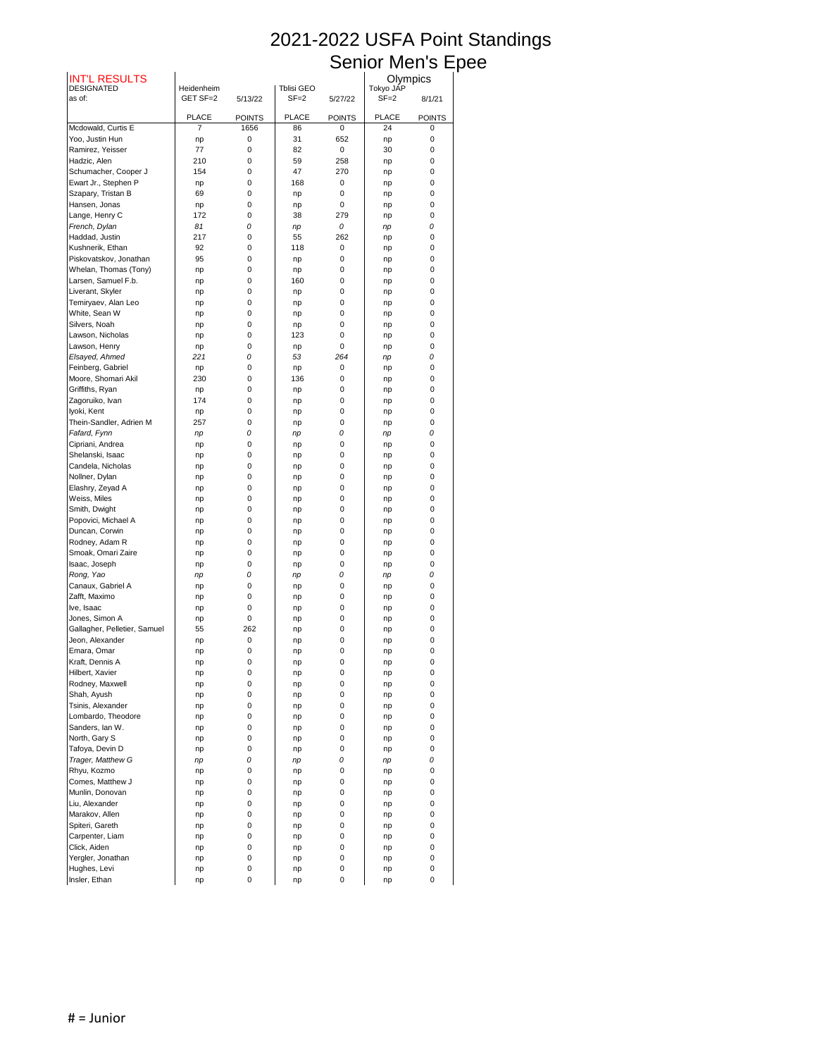# 2021-2022 USFA Point Standings
## Senior Men's Epee

| INT'L RESULTS DESIGNATED as of: | Heidenheim GET SF=2 | 5/13/22 | Tblisi GEO SF=2 | 5/27/22 | Olympics Tokyo JAP SF=2 | 8/1/21 |
|---|---|---|---|---|---|---|
| | PLACE | POINTS | PLACE | POINTS | PLACE | POINTS |
| Mcdowald, Curtis E | 7 | 1656 | 86 | 0 | 24 | 0 |
| Yoo, Justin Hun | np | 0 | 31 | 652 | np | 0 |
| Ramirez, Yeisser | 77 | 0 | 82 | 0 | 30 | 0 |
| Hadzic, Alen | 210 | 0 | 59 | 258 | np | 0 |
| Schumacher, Cooper J | 154 | 0 | 47 | 270 | np | 0 |
| Ewart Jr., Stephen P | np | 0 | 168 | 0 | np | 0 |
| Szapary, Tristan B | 69 | 0 | np | 0 | np | 0 |
| Hansen, Jonas | np | 0 | np | 0 | np | 0 |
| Lange, Henry C | 172 | 0 | 38 | 279 | np | 0 |
| *French, Dylan* | *81* | *0* | *np* | *0* | *np* | *0* |
| Haddad, Justin | 217 | 0 | 55 | 262 | np | 0 |
| Kushnerik, Ethan | 92 | 0 | 118 | 0 | np | 0 |
| Piskovatskov, Jonathan | 95 | 0 | np | 0 | np | 0 |
| Whelan, Thomas (Tony) | np | 0 | np | 0 | np | 0 |
| Larsen, Samuel F.b. | np | 0 | 160 | 0 | np | 0 |
| Liverant, Skyler | np | 0 | np | 0 | np | 0 |
| Temiryaev, Alan Leo | np | 0 | np | 0 | np | 0 |
| White, Sean W | np | 0 | np | 0 | np | 0 |
| Silvers, Noah | np | 0 | np | 0 | np | 0 |
| Lawson, Nicholas | np | 0 | 123 | 0 | np | 0 |
| Lawson, Henry | np | 0 | np | 0 | np | 0 |
| *Elsayed, Ahmed* | *221* | *0* | *53* | *264* | *np* | *0* |
| Feinberg, Gabriel | np | 0 | np | 0 | np | 0 |
| Moore, Shomari Akil | 230 | 0 | 136 | 0 | np | 0 |
| Griffiths, Ryan | np | 0 | np | 0 | np | 0 |
| Zagoruiko, Ivan | 174 | 0 | np | 0 | np | 0 |
| Iyoki, Kent | np | 0 | np | 0 | np | 0 |
| Thein-Sandler, Adrien M | 257 | 0 | np | 0 | np | 0 |
| *Fafard, Fynn* | *np* | *0* | *np* | *0* | *np* | *0* |
| Cipriani, Andrea | np | 0 | np | 0 | np | 0 |
| Shelanski, Isaac | np | 0 | np | 0 | np | 0 |
| Candela, Nicholas | np | 0 | np | 0 | np | 0 |
| Nollner, Dylan | np | 0 | np | 0 | np | 0 |
| Elashry, Zeyad A | np | 0 | np | 0 | np | 0 |
| Weiss, Miles | np | 0 | np | 0 | np | 0 |
| Smith, Dwight | np | 0 | np | 0 | np | 0 |
| Popovici, Michael A | np | 0 | np | 0 | np | 0 |
| Duncan, Corwin | np | 0 | np | 0 | np | 0 |
| Rodney, Adam R | np | 0 | np | 0 | np | 0 |
| Smoak, Omari Zaire | np | 0 | np | 0 | np | 0 |
| Isaac, Joseph | np | 0 | np | 0 | np | 0 |
| *Rong, Yao* | *np* | *0* | *np* | *0* | *np* | *0* |
| Canaux, Gabriel A | np | 0 | np | 0 | np | 0 |
| Zafft, Maximo | np | 0 | np | 0 | np | 0 |
| Ive, Isaac | np | 0 | np | 0 | np | 0 |
| Jones, Simon A | np | 0 | np | 0 | np | 0 |
| Gallagher, Pelletier, Samuel | 55 | 262 | np | 0 | np | 0 |
| Jeon, Alexander | np | 0 | np | 0 | np | 0 |
| Emara, Omar | np | 0 | np | 0 | np | 0 |
| Kraft, Dennis A | np | 0 | np | 0 | np | 0 |
| Hilbert, Xavier | np | 0 | np | 0 | np | 0 |
| Rodney, Maxwell | np | 0 | np | 0 | np | 0 |
| Shah, Ayush | np | 0 | np | 0 | np | 0 |
| Tsinis, Alexander | np | 0 | np | 0 | np | 0 |
| Lombardo, Theodore | np | 0 | np | 0 | np | 0 |
| Sanders, Ian W. | np | 0 | np | 0 | np | 0 |
| North, Gary S | np | 0 | np | 0 | np | 0 |
| Tafoya, Devin D | np | 0 | np | 0 | np | 0 |
| *Trager, Matthew G* | *np* | *0* | *np* | *0* | *np* | *0* |
| Rhyu, Kozmo | np | 0 | np | 0 | np | 0 |
| Comes, Matthew J | np | 0 | np | 0 | np | 0 |
| Munlin, Donovan | np | 0 | np | 0 | np | 0 |
| Liu, Alexander | np | 0 | np | 0 | np | 0 |
| Marakov, Allen | np | 0 | np | 0 | np | 0 |
| Spiteri, Gareth | np | 0 | np | 0 | np | 0 |
| Carpenter, Liam | np | 0 | np | 0 | np | 0 |
| Click, Aiden | np | 0 | np | 0 | np | 0 |
| Yergler, Jonathan | np | 0 | np | 0 | np | 0 |
| Hughes, Levi | np | 0 | np | 0 | np | 0 |
| Insler, Ethan | np | 0 | np | 0 | np | 0 |

# = Junior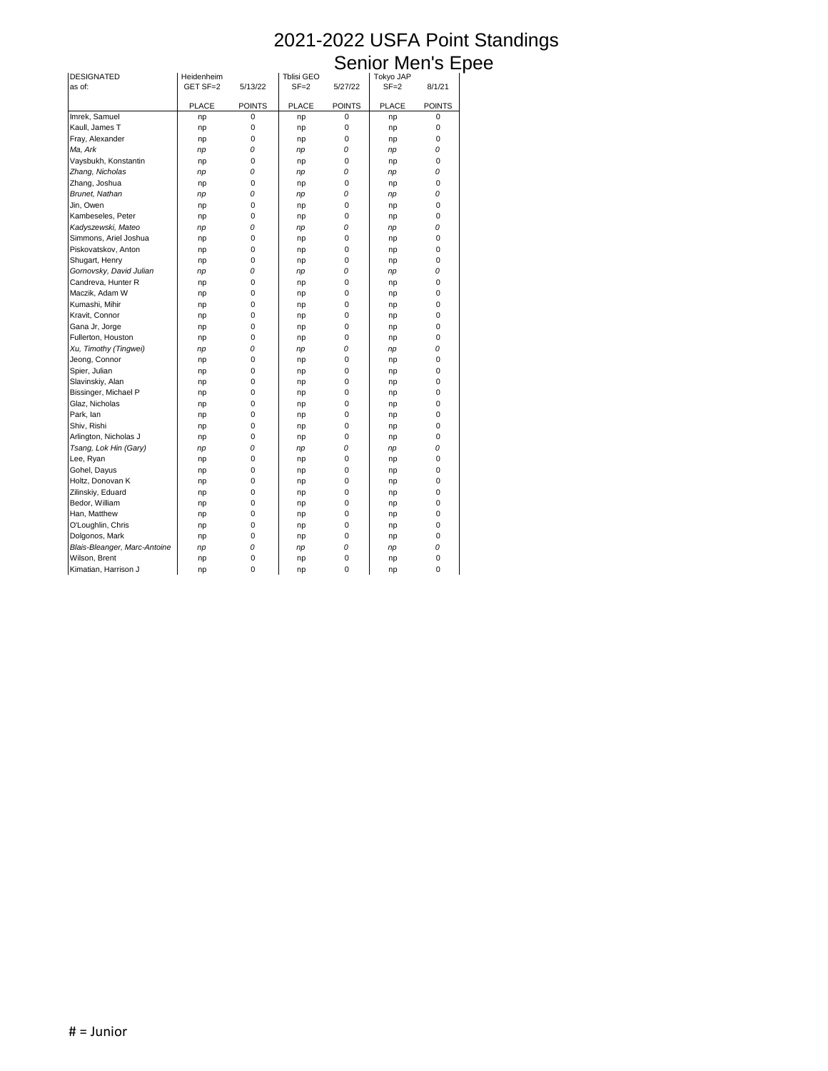# 2021-2022 USFA Point Standings
## Senior Men's Epee

| DESIGNATED | Heidenheim | | Tblisi GEO | | Tokyo JAP | |
|---|---|---|---|---|---|---|
| as of: | GET SF=2 | 5/13/22 | SF=2 | 5/27/22 | SF=2 | 8/1/21 |
| | PLACE | POINTS | PLACE | POINTS | PLACE | POINTS |
| Imrek, Samuel | np | 0 | np | 0 | np | 0 |
| Kaull, James T | np | 0 | np | 0 | np | 0 |
| Fray, Alexander | np | 0 | np | 0 | np | 0 |
| *Ma, Ark* | *np* | *0* | *np* | *0* | *np* | *0* |
| Vaysbukh, Konstantin | np | 0 | np | 0 | np | 0 |
| *Zhang, Nicholas* | *np* | *0* | *np* | *0* | *np* | *0* |
| Zhang, Joshua | np | 0 | np | 0 | np | 0 |
| *Brunet, Nathan* | *np* | *0* | *np* | *0* | *np* | *0* |
| Jin, Owen | np | 0 | np | 0 | np | 0 |
| Kambeseles, Peter | np | 0 | np | 0 | np | 0 |
| *Kadyszewski, Mateo* | *np* | *0* | *np* | *0* | *np* | *0* |
| Simmons, Ariel Joshua | np | 0 | np | 0 | np | 0 |
| Piskovatskov, Anton | np | 0 | np | 0 | np | 0 |
| Shugart, Henry | np | 0 | np | 0 | np | 0 |
| *Gornovsky, David Julian* | *np* | *0* | *np* | *0* | *np* | *0* |
| Candreva, Hunter R | np | 0 | np | 0 | np | 0 |
| Maczik, Adam W | np | 0 | np | 0 | np | 0 |
| Kumashi, Mihir | np | 0 | np | 0 | np | 0 |
| Kravit, Connor | np | 0 | np | 0 | np | 0 |
| Gana Jr, Jorge | np | 0 | np | 0 | np | 0 |
| Fullerton, Houston | np | 0 | np | 0 | np | 0 |
| *Xu, Timothy (Tingwei)* | *np* | *0* | *np* | *0* | *np* | *0* |
| Jeong, Connor | np | 0 | np | 0 | np | 0 |
| Spier, Julian | np | 0 | np | 0 | np | 0 |
| Slavinskiy, Alan | np | 0 | np | 0 | np | 0 |
| Bissinger, Michael P | np | 0 | np | 0 | np | 0 |
| Glaz, Nicholas | np | 0 | np | 0 | np | 0 |
| Park, Ian | np | 0 | np | 0 | np | 0 |
| Shiv, Rishi | np | 0 | np | 0 | np | 0 |
| Arlington, Nicholas J | np | 0 | np | 0 | np | 0 |
| *Tsang, Lok Hin (Gary)* | *np* | *0* | *np* | *0* | *np* | *0* |
| Lee, Ryan | np | 0 | np | 0 | np | 0 |
| Gohel, Dayus | np | 0 | np | 0 | np | 0 |
| Holtz, Donovan K | np | 0 | np | 0 | np | 0 |
| Zilinskiy, Eduard | np | 0 | np | 0 | np | 0 |
| Bedor, William | np | 0 | np | 0 | np | 0 |
| Han, Matthew | np | 0 | np | 0 | np | 0 |
| O'Loughlin, Chris | np | 0 | np | 0 | np | 0 |
| Dolgonos, Mark | np | 0 | np | 0 | np | 0 |
| *Blais-Bleanger, Marc-Antoine* | *np* | *0* | *np* | *0* | *np* | *0* |
| Wilson, Brent | np | 0 | np | 0 | np | 0 |
| Kimatian, Harrison J | np | 0 | np | 0 | np | 0 |

# = Junior